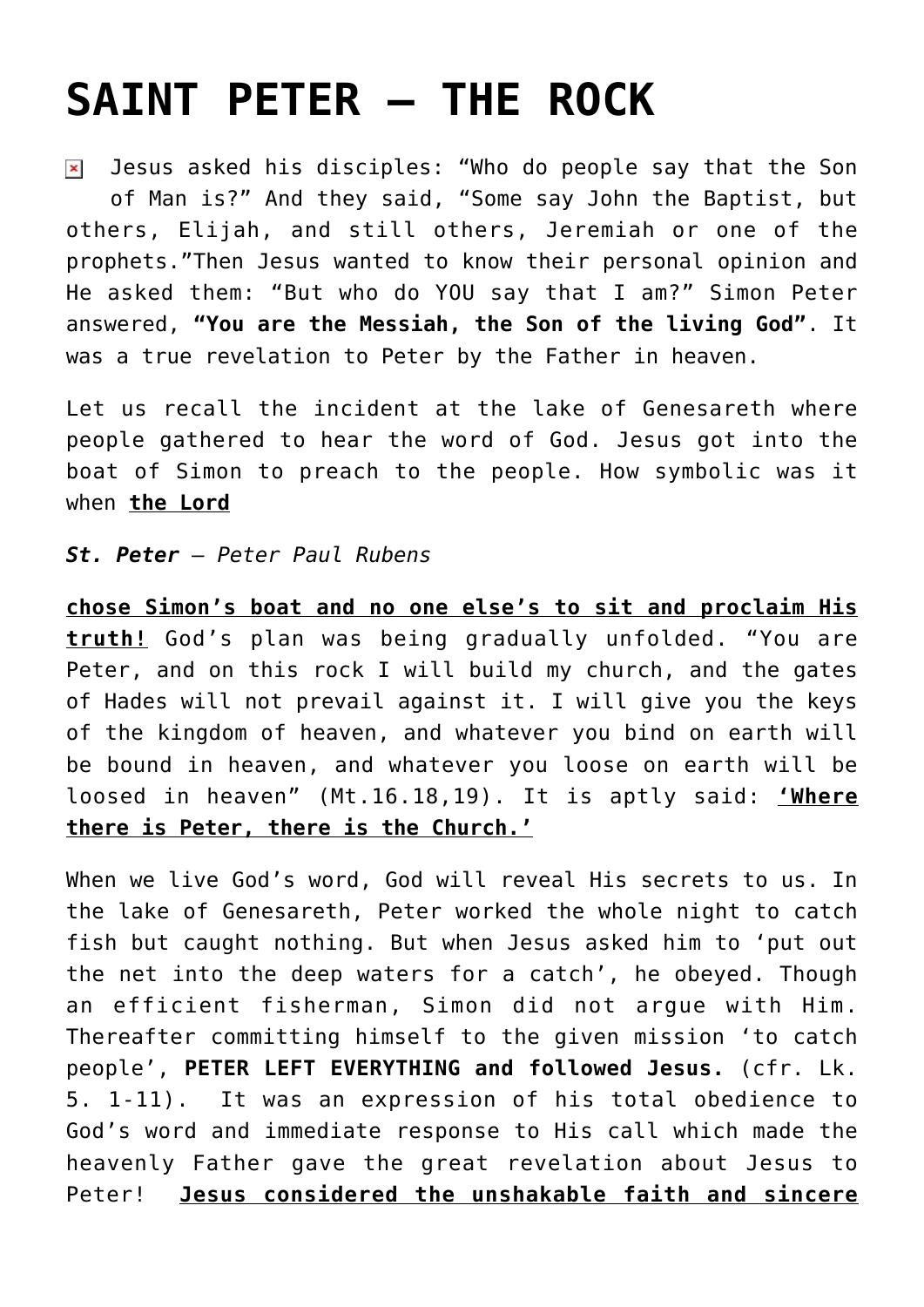# SAINT PETER – THE ROCK

Jesus asked his disciples: "Who do people say that the Son of Man is?" And they said, "Some say John the Baptist, but others, Elijah, and still others, Jeremiah or one of the prophets."Then Jesus wanted to know their personal opinion and He asked them: "But who do YOU say that I am?" Simon Peter answered, **"You are the Messiah, the Son of the living God"**. It was a true revelation to Peter by the Father in heaven.

Let us recall the incident at the lake of Genesareth where people gathered to hear the word of God. Jesus got into the boat of Simon to preach to the people. How symbolic was it when **the Lord**

***St. Peter*** *– Peter Paul Rubens*

**chose Simon's boat and no one else's to sit and proclaim His truth!** God's plan was being gradually unfolded. "You are Peter, and on this rock I will build my church, and the gates of Hades will not prevail against it. I will give you the keys of the kingdom of heaven, and whatever you bind on earth will be bound in heaven, and whatever you loose on earth will be loosed in heaven" (Mt.16.18,19). It is aptly said: **'Where there is Peter, there is the Church.'**

When we live God's word, God will reveal His secrets to us. In the lake of Genesareth, Peter worked the whole night to catch fish but caught nothing. But when Jesus asked him to 'put out the net into the deep waters for a catch', he obeyed. Though an efficient fisherman, Simon did not argue with Him. Thereafter committing himself to the given mission 'to catch people', **PETER LEFT EVERYTHING and followed Jesus.** (cfr. Lk. 5. 1-11). It was an expression of his total obedience to God's word and immediate response to His call which made the heavenly Father gave the great revelation about Jesus to Peter! **Jesus considered the unshakable faith and sincere**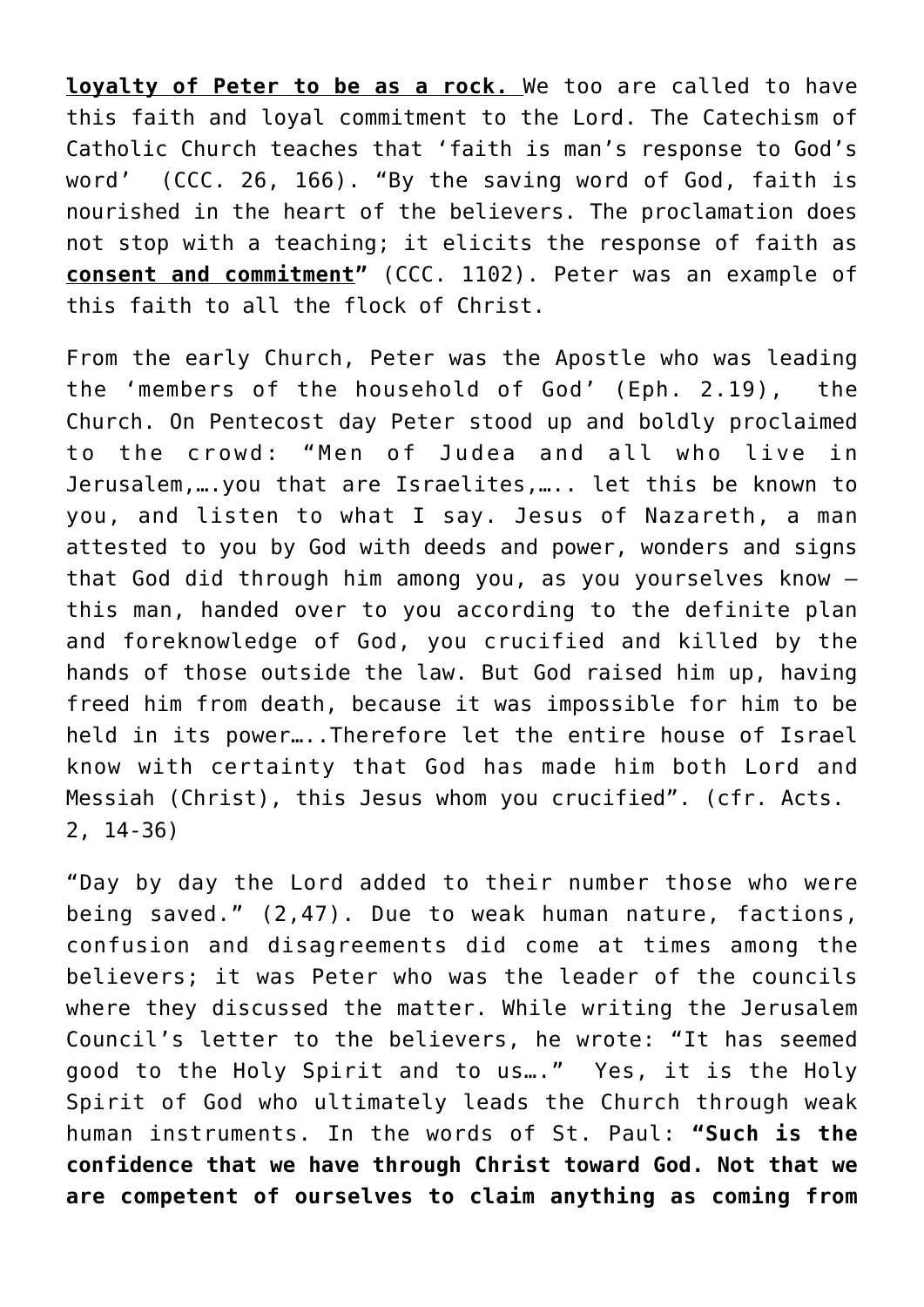**<u>loyalty of Peter to be as a rock.</u>** We too are called to have this faith and loyal commitment to the Lord. The Catechism of Catholic Church teaches that 'faith is man's response to God's word' (CCC. 26, 166). "By the saving word of God, faith is nourished in the heart of the believers. The proclamation does not stop with a teaching; it elicits the response of faith as **<u>consent and commitment</u>"** (CCC. 1102). Peter was an example of this faith to all the flock of Christ.

From the early Church, Peter was the Apostle who was leading the 'members of the household of God' (Eph. 2.19), the Church. On Pentecost day Peter stood up and boldly proclaimed to the crowd: "Men of Judea and all who live in Jerusalem,….you that are Israelites,….. let this be known to you, and listen to what I say. Jesus of Nazareth, a man attested to you by God with deeds and power, wonders and signs that God did through him among you, as you yourselves know – this man, handed over to you according to the definite plan and foreknowledge of God, you crucified and killed by the hands of those outside the law. But God raised him up, having freed him from death, because it was impossible for him to be held in its power…..Therefore let the entire house of Israel know with certainty that God has made him both Lord and Messiah (Christ), this Jesus whom you crucified". (cfr. Acts. 2, 14-36)

"Day by day the Lord added to their number those who were being saved." (2,47). Due to weak human nature, factions, confusion and disagreements did come at times among the believers; it was Peter who was the leader of the councils where they discussed the matter. While writing the Jerusalem Council's letter to the believers, he wrote: "It has seemed good to the Holy Spirit and to us…." Yes, it is the Holy Spirit of God who ultimately leads the Church through weak human instruments. In the words of St. Paul: **"Such is the confidence that we have through Christ toward God. Not that we are competent of ourselves to claim anything as coming from**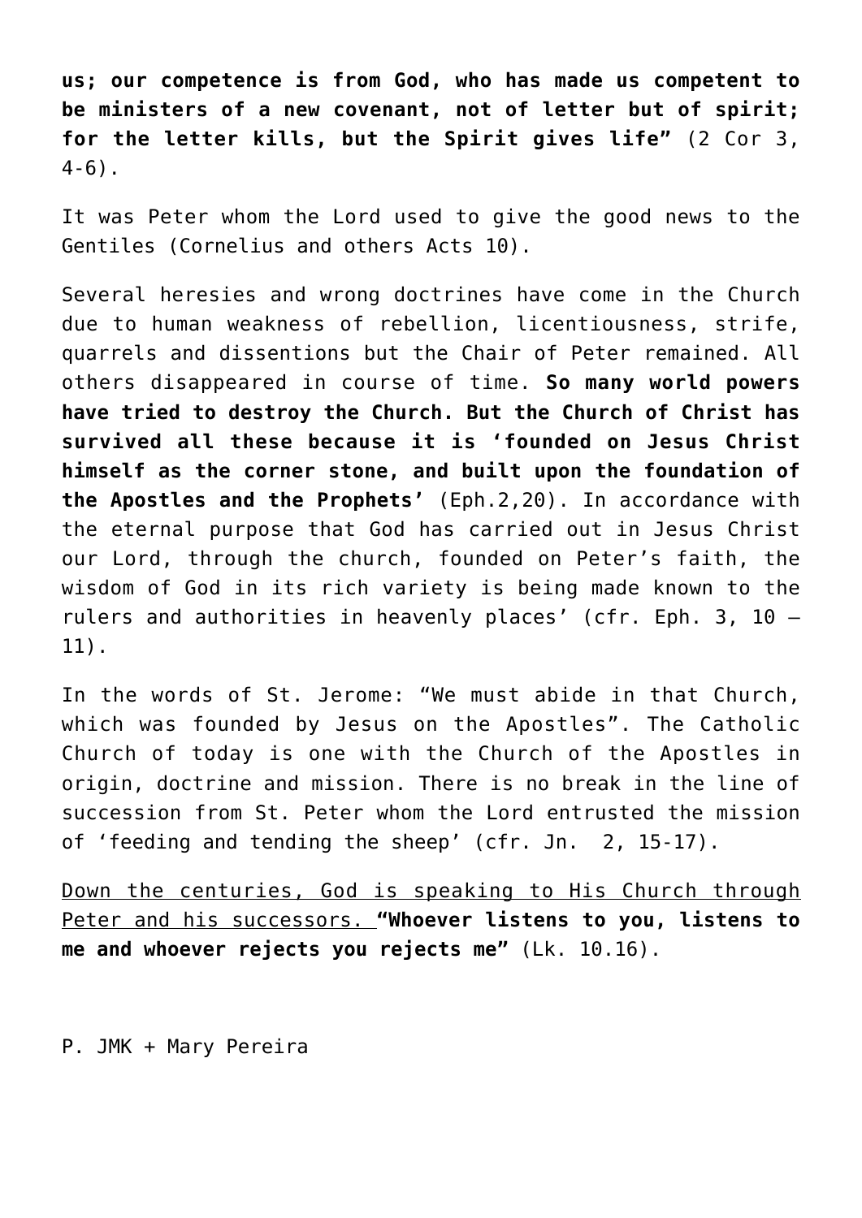**us; our competence is from God, who has made us competent to be ministers of a new covenant, not of letter but of spirit; for the letter kills, but the Spirit gives life"** (2 Cor 3, 4-6).

It was Peter whom the Lord used to give the good news to the Gentiles (Cornelius and others Acts 10).

Several heresies and wrong doctrines have come in the Church due to human weakness of rebellion, licentiousness, strife, quarrels and dissentions but the Chair of Peter remained. All others disappeared in course of time. **So many world powers have tried to destroy the Church. But the Church of Christ has survived all these because it is 'founded on Jesus Christ himself as the corner stone, and built upon the foundation of the Apostles and the Prophets'** (Eph.2,20). In accordance with the eternal purpose that God has carried out in Jesus Christ our Lord, through the church, founded on Peter's faith, the wisdom of God in its rich variety is being made known to the rulers and authorities in heavenly places' (cfr. Eph. 3, 10 – 11).

In the words of St. Jerome: "We must abide in that Church, which was founded by Jesus on the Apostles". The Catholic Church of today is one with the Church of the Apostles in origin, doctrine and mission. There is no break in the line of succession from St. Peter whom the Lord entrusted the mission of 'feeding and tending the sheep' (cfr. Jn. 2, 15-17).

<u>Down the centuries, God is speaking to His Church through Peter and his successors.</u> **"Whoever listens to you, listens to me and whoever rejects you rejects me"** (Lk. 10.16).

P. JMK + Mary Pereira